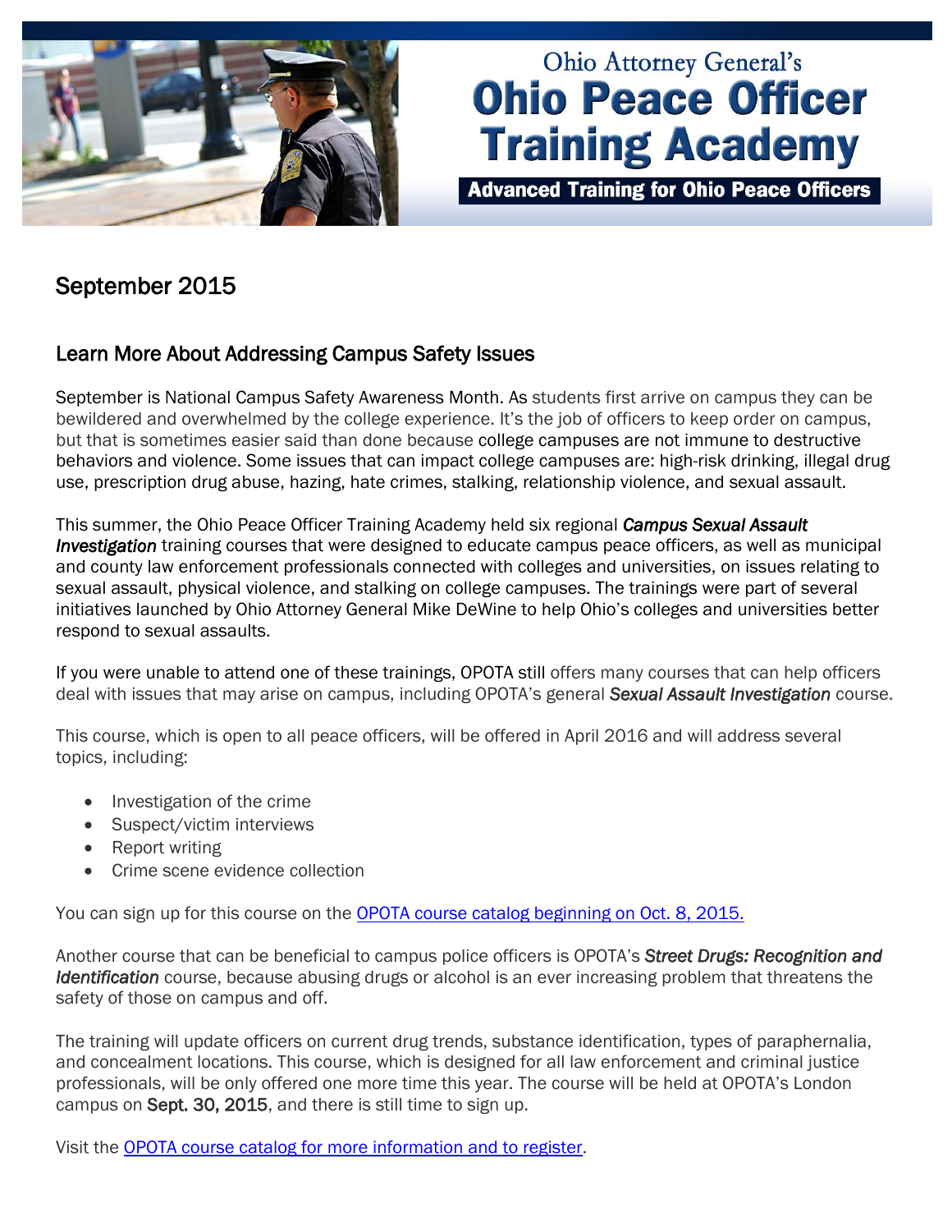# Ohio Attorney General's Ohio Peace Officer Training Academy

**Advanced Training for Ohio Peace Officers**

## September 2015

### Learn More About Addressing Campus Safety Issues

September is National Campus Safety Awareness Month. As students first arrive on campus they can be bewildered and overwhelmed by the college experience. It's the job of officers to keep order on campus, but that is sometimes easier said than done because college campuses are not immune to destructive behaviors and violence. Some issues that can impact college campuses are: high-risk drinking, illegal drug use, prescription drug abuse, hazing, hate crimes, stalking, relationship violence, and sexual assault.

This summer, the Ohio Peace Officer Training Academy held six regional ***Campus Sexual Assault Investigation*** training courses that were designed to educate campus peace officers, as well as municipal and county law enforcement professionals connected with colleges and universities, on issues relating to sexual assault, physical violence, and stalking on college campuses. The trainings were part of several initiatives launched by Ohio Attorney General Mike DeWine to help Ohio's colleges and universities better respond to sexual assaults.

If you were unable to attend one of these trainings, OPOTA still offers many courses that can help officers deal with issues that may arise on campus, including OPOTA's general ***Sexual Assault Investigation*** course.

This course, which is open to all peace officers, will be offered in April 2016 and will address several topics, including:

- Investigation of the crime
- Suspect/victim interviews
- Report writing
- Crime scene evidence collection

You can sign up for this course on the [OPOTA course catalog beginning on Oct. 8, 2015.]

Another course that can be beneficial to campus police officers is OPOTA's ***Street Drugs: Recognition and Identification*** course, because abusing drugs or alcohol is an ever increasing problem that threatens the safety of those on campus and off.

The training will update officers on current drug trends, substance identification, types of paraphernalia, and concealment locations. This course, which is designed for all law enforcement and criminal justice professionals, will be only offered one more time this year. The course will be held at OPOTA's London campus on **Sept. 30, 2015**, and there is still time to sign up.

Visit the [OPOTA course catalog for more information and to register].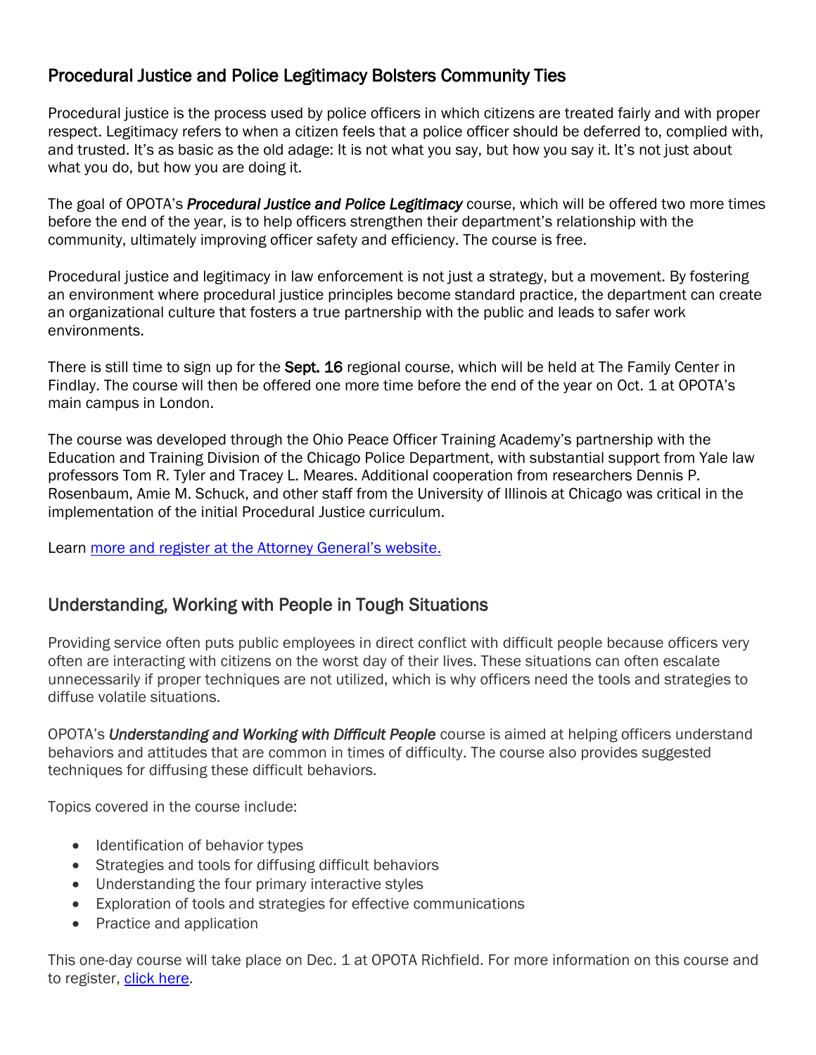## Procedural Justice and Police Legitimacy Bolsters Community Ties

Procedural justice is the process used by police officers in which citizens are treated fairly and with proper respect. Legitimacy refers to when a citizen feels that a police officer should be deferred to, complied with, and trusted. It's as basic as the old adage: It is not what you say, but how you say it. It's not just about what you do, but how you are doing it.

The goal of OPOTA's ***Procedural Justice and Police Legitimacy*** course, which will be offered two more times before the end of the year, is to help officers strengthen their department's relationship with the community, ultimately improving officer safety and efficiency. The course is free.

Procedural justice and legitimacy in law enforcement is not just a strategy, but a movement. By fostering an environment where procedural justice principles become standard practice, the department can create an organizational culture that fosters a true partnership with the public and leads to safer work environments.

There is still time to sign up for the **Sept. 16** regional course, which will be held at The Family Center in Findlay. The course will then be offered one more time before the end of the year on Oct. 1 at OPOTA's main campus in London.

The course was developed through the Ohio Peace Officer Training Academy's partnership with the Education and Training Division of the Chicago Police Department, with substantial support from Yale law professors Tom R. Tyler and Tracey L. Meares. Additional cooperation from researchers Dennis P. Rosenbaum, Amie M. Schuck, and other staff from the University of Illinois at Chicago was critical in the implementation of the initial Procedural Justice curriculum.

Learn more and register at the Attorney General's website.

## Understanding, Working with People in Tough Situations

Providing service often puts public employees in direct conflict with difficult people because officers very often are interacting with citizens on the worst day of their lives. These situations can often escalate unnecessarily if proper techniques are not utilized, which is why officers need the tools and strategies to diffuse volatile situations.

OPOTA's ***Understanding and Working with Difficult People*** course is aimed at helping officers understand behaviors and attitudes that are common in times of difficulty. The course also provides suggested techniques for diffusing these difficult behaviors.

Topics covered in the course include:

- Identification of behavior types
- Strategies and tools for diffusing difficult behaviors
- Understanding the four primary interactive styles
- Exploration of tools and strategies for effective communications
- Practice and application

This one-day course will take place on Dec. 1 at OPOTA Richfield. For more information on this course and to register, click here.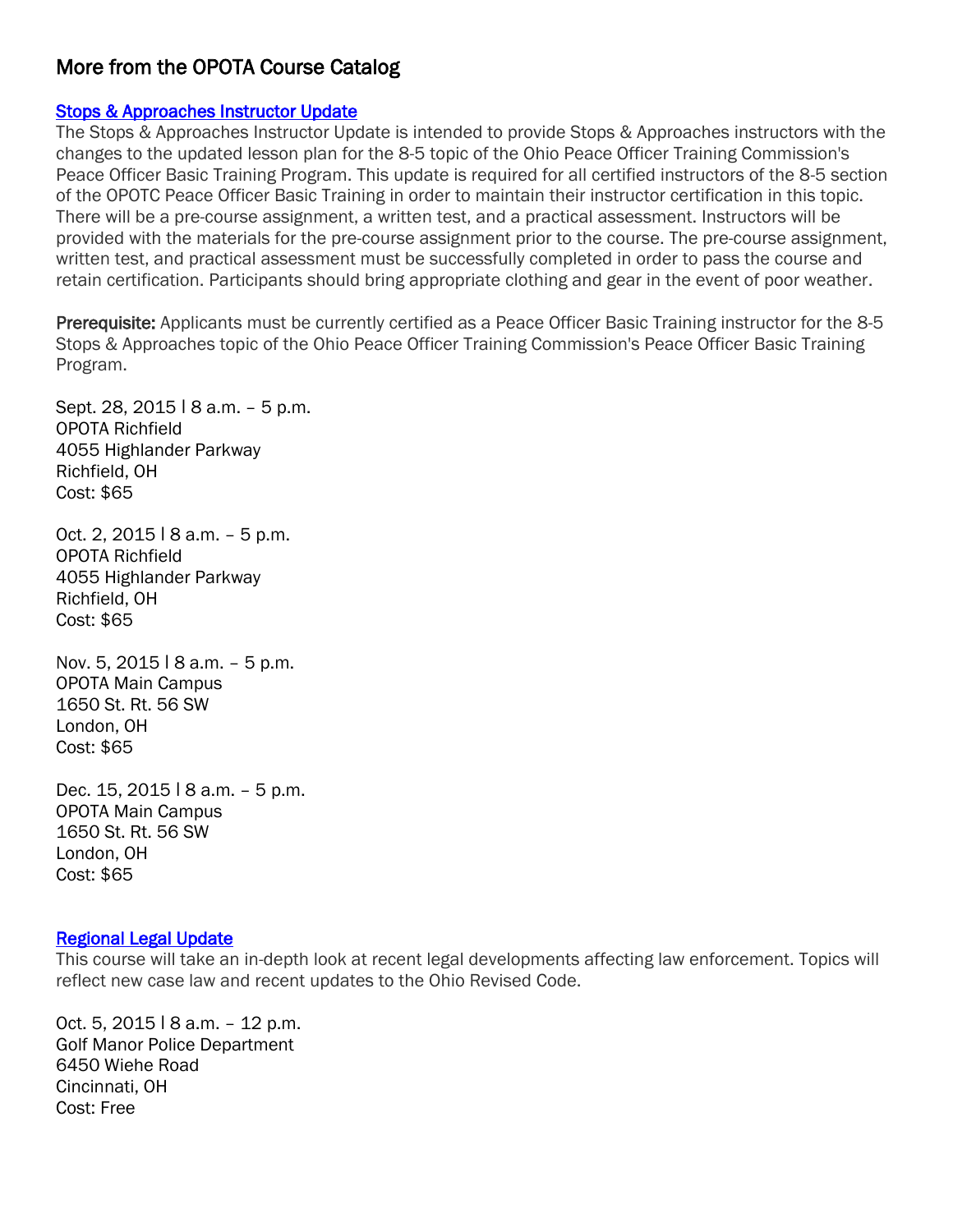## More from the OPOTA Course Catalog

### Stops & Approaches Instructor Update

The Stops & Approaches Instructor Update is intended to provide Stops & Approaches instructors with the changes to the updated lesson plan for the 8-5 topic of the Ohio Peace Officer Training Commission's Peace Officer Basic Training Program. This update is required for all certified instructors of the 8-5 section of the OPOTC Peace Officer Basic Training in order to maintain their instructor certification in this topic. There will be a pre-course assignment, a written test, and a practical assessment. Instructors will be provided with the materials for the pre-course assignment prior to the course. The pre-course assignment, written test, and practical assessment must be successfully completed in order to pass the course and retain certification. Participants should bring appropriate clothing and gear in the event of poor weather.

**Prerequisite:** Applicants must be currently certified as a Peace Officer Basic Training instructor for the 8-5 Stops & Approaches topic of the Ohio Peace Officer Training Commission's Peace Officer Basic Training Program.

Sept. 28, 2015 | 8 a.m. – 5 p.m.
OPOTA Richfield
4055 Highlander Parkway
Richfield, OH
Cost: $65

Oct. 2, 2015 | 8 a.m. – 5 p.m.
OPOTA Richfield
4055 Highlander Parkway
Richfield, OH
Cost: $65

Nov. 5, 2015 | 8 a.m. – 5 p.m.
OPOTA Main Campus
1650 St. Rt. 56 SW
London, OH
Cost: $65

Dec. 15, 2015 | 8 a.m. – 5 p.m.
OPOTA Main Campus
1650 St. Rt. 56 SW
London, OH
Cost: $65

### Regional Legal Update

This course will take an in-depth look at recent legal developments affecting law enforcement. Topics will reflect new case law and recent updates to the Ohio Revised Code.

Oct. 5, 2015 | 8 a.m. – 12 p.m.
Golf Manor Police Department
6450 Wiehe Road
Cincinnati, OH
Cost: Free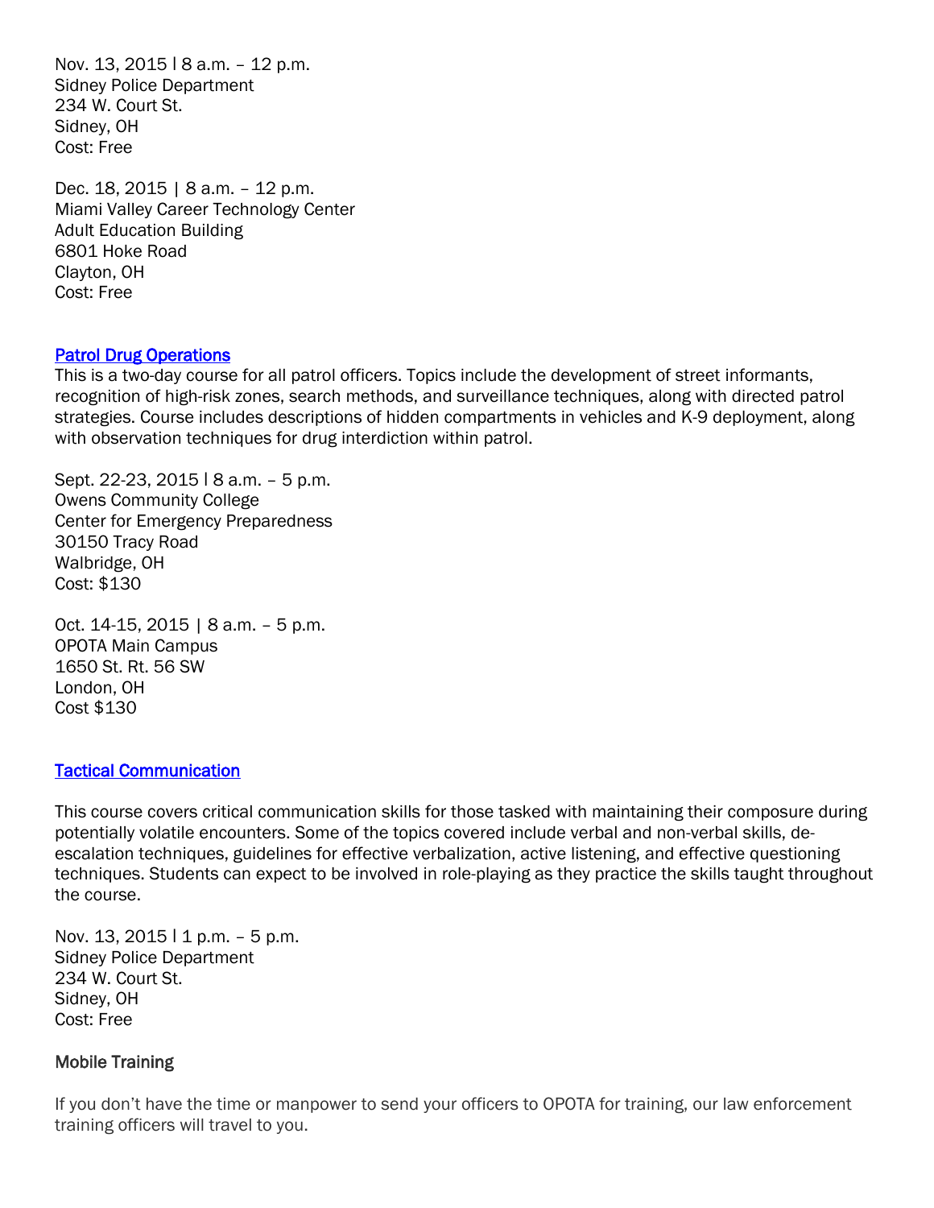Nov. 13, 2015 l 8 a.m. – 12 p.m.
Sidney Police Department
234 W. Court St.
Sidney, OH
Cost: Free

Dec. 18, 2015 | 8 a.m. – 12 p.m.
Miami Valley Career Technology Center
Adult Education Building
6801 Hoke Road
Clayton, OH
Cost: Free

### Patrol Drug Operations

This is a two-day course for all patrol officers. Topics include the development of street informants, recognition of high-risk zones, search methods, and surveillance techniques, along with directed patrol strategies. Course includes descriptions of hidden compartments in vehicles and K-9 deployment, along with observation techniques for drug interdiction within patrol.

Sept. 22-23, 2015 l 8 a.m. – 5 p.m.
Owens Community College
Center for Emergency Preparedness
30150 Tracy Road
Walbridge, OH
Cost: $130

Oct. 14-15, 2015 | 8 a.m. – 5 p.m.
OPOTA Main Campus
1650 St. Rt. 56 SW
London, OH
Cost $130

### Tactical Communication

This course covers critical communication skills for those tasked with maintaining their composure during potentially volatile encounters. Some of the topics covered include verbal and non-verbal skills, de-escalation techniques, guidelines for effective verbalization, active listening, and effective questioning techniques. Students can expect to be involved in role-playing as they practice the skills taught throughout the course.

Nov. 13, 2015 l 1 p.m. – 5 p.m.
Sidney Police Department
234 W. Court St.
Sidney, OH
Cost: Free

### Mobile Training

If you don't have the time or manpower to send your officers to OPOTA for training, our law enforcement training officers will travel to you.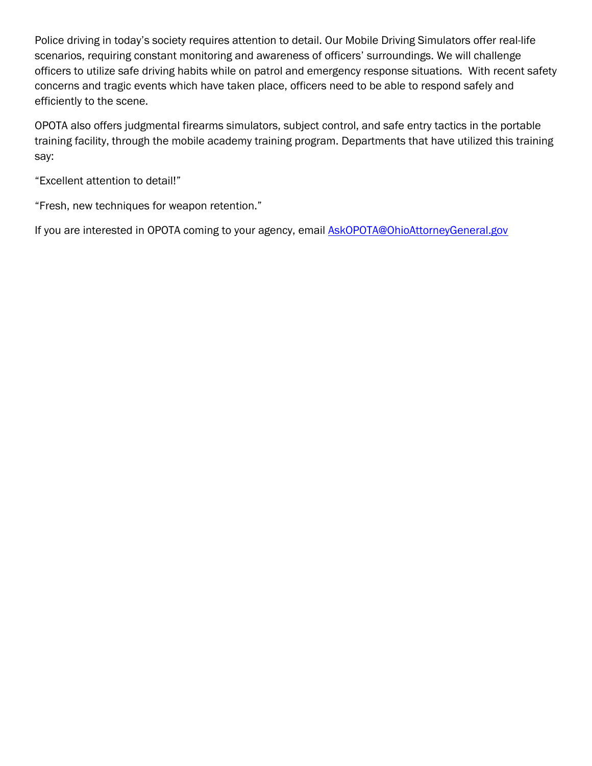Police driving in today's society requires attention to detail. Our Mobile Driving Simulators offer real-life scenarios, requiring constant monitoring and awareness of officers' surroundings. We will challenge officers to utilize safe driving habits while on patrol and emergency response situations. With recent safety concerns and tragic events which have taken place, officers need to be able to respond safely and efficiently to the scene.

OPOTA also offers judgmental firearms simulators, subject control, and safe entry tactics in the portable training facility, through the mobile academy training program. Departments that have utilized this training say:

"Excellent attention to detail!"

"Fresh, new techniques for weapon retention."

If you are interested in OPOTA coming to your agency, email AskOPOTA@OhioAttorneyGeneral.gov